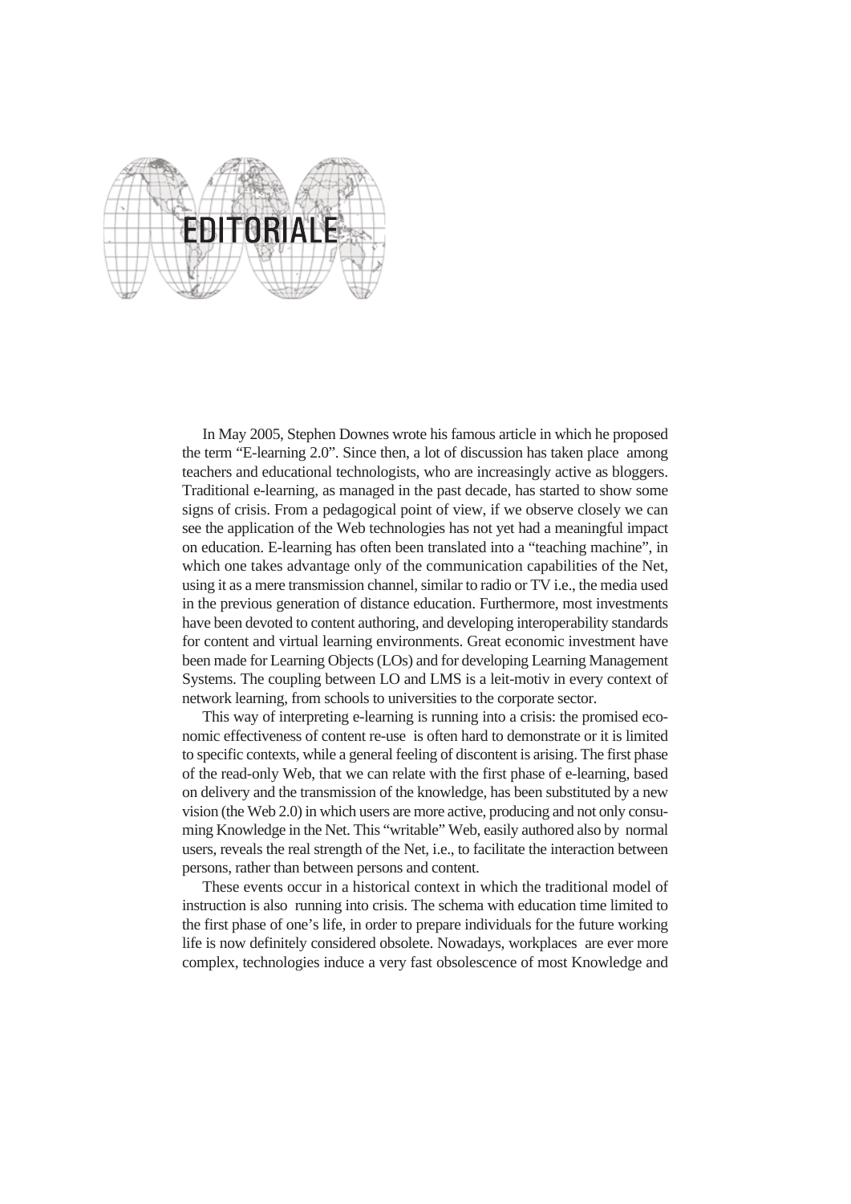# EDITORIALE

In May 2005, Stephen Downes wrote his famous article in which he proposed the term "E-learning 2.0". Since then, a lot of discussion has taken place among teachers and educational technologists, who are increasingly active as bloggers. Traditional e-learning, as managed in the past decade, has started to show some signs of crisis. From a pedagogical point of view, if we observe closely we can see the application of the Web technologies has not yet had a meaningful impact on education. E-learning has often been translated into a "teaching machine", in which one takes advantage only of the communication capabilities of the Net, using it as a mere transmission channel, similar to radio or TV i.e., the media used in the previous generation of distance education. Furthermore, most investments have been devoted to content authoring, and developing interoperability standards for content and virtual learning environments. Great economic investment have been made for Learning Objects (LOs) and for developing Learning Management Systems. The coupling between LO and LMS is a leit-motiv in every context of network learning, from schools to universities to the corporate sector.

This way of interpreting e-learning is running into a crisis: the promised economic effectiveness of content re-use is often hard to demonstrate or it is limited to specific contexts, while a general feeling of discontent is arising. The first phase of the read-only Web, that we can relate with the first phase of e-learning, based on delivery and the transmission of the knowledge, has been substituted by a new vision (the Web 2.0) in which users are more active, producing and not only consuming Knowledge in the Net. This "writable" Web, easily authored also by normal users, reveals the real strength of the Net, i.e., to facilitate the interaction between persons, rather than between persons and content.

These events occur in a historical context in which the traditional model of instruction is also running into crisis. The schema with education time limited to the first phase of one's life, in order to prepare individuals for the future working life is now definitely considered obsolete. Nowadays, workplaces are ever more complex, technologies induce a very fast obsolescence of most Knowledge and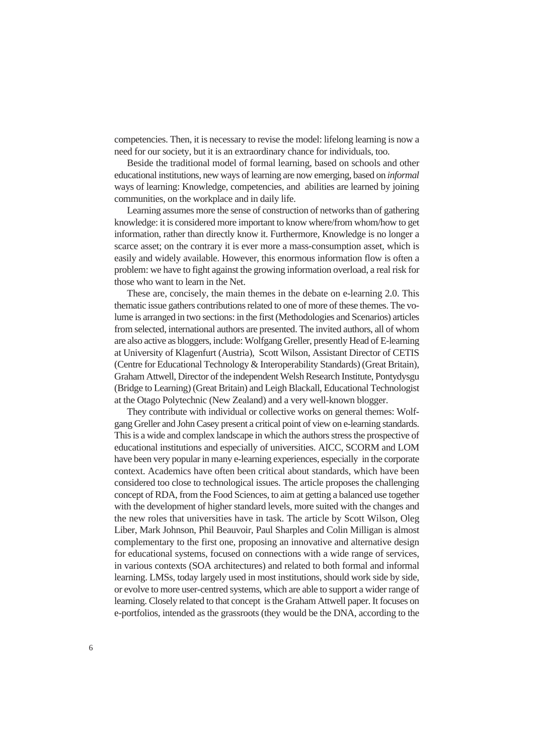competencies. Then, it is necessary to revise the model: lifelong learning is now a need for our society, but it is an extraordinary chance for individuals, too.

Beside the traditional model of formal learning, based on schools and other educational institutions, new ways of learning are now emerging, based on *informal* ways of learning: Knowledge, competencies, and abilities are learned by joining communities, on the workplace and in daily life.

Learning assumes more the sense of construction of networks than of gathering knowledge: it is considered more important to know where/from whom/how to get information, rather than directly know it. Furthermore, Knowledge is no longer a scarce asset; on the contrary it is ever more a mass-consumption asset, which is easily and widely available. However, this enormous information flow is often a problem: we have to fight against the growing information overload, a real risk for those who want to learn in the Net.

These are, concisely, the main themes in the debate on e-learning 2.0. This thematic issue gathers contributions related to one of more of these themes. The volume is arranged in two sections: in the first (Methodologies and Scenarios) articles from selected, international authors are presented. The invited authors, all of whom are also active as bloggers, include: Wolfgang Greller, presently Head of E-learning at University of Klagenfurt (Austria), Scott Wilson, Assistant Director of CETIS (Centre for Educational Technology & Interoperability Standards) (Great Britain), Graham Attwell, Director of the independent Welsh Research Institute, Pontydysgu (Bridge to Learning) (Great Britain) and Leigh Blackall, Educational Technologist at the Otago Polytechnic (New Zealand) and a very well-known blogger.

They contribute with individual or collective works on general themes: Wolfgang Greller and John Casey present a critical point of view on e-learning standards. This is a wide and complex landscape in which the authors stress the prospective of educational institutions and especially of universities. AICC, SCORM and LOM have been very popular in many e-learning experiences, especially in the corporate context. Academics have often been critical about standards, which have been considered too close to technological issues. The article proposes the challenging concept of RDA, from the Food Sciences, to aim at getting a balanced use together with the development of higher standard levels, more suited with the changes and the new roles that universities have in task. The article by Scott Wilson, Oleg Liber, Mark Johnson, Phil Beauvoir, Paul Sharples and Colin Milligan is almost complementary to the first one, proposing an innovative and alternative design for educational systems, focused on connections with a wide range of services, in various contexts (SOA architectures) and related to both formal and informal learning. LMSs, today largely used in most institutions, should work side by side, or evolve to more user-centred systems, which are able to support a wider range of learning. Closely related to that concept is the Graham Attwell paper. It focuses on e-portfolios, intended as the grassroots (they would be the DNA, according to the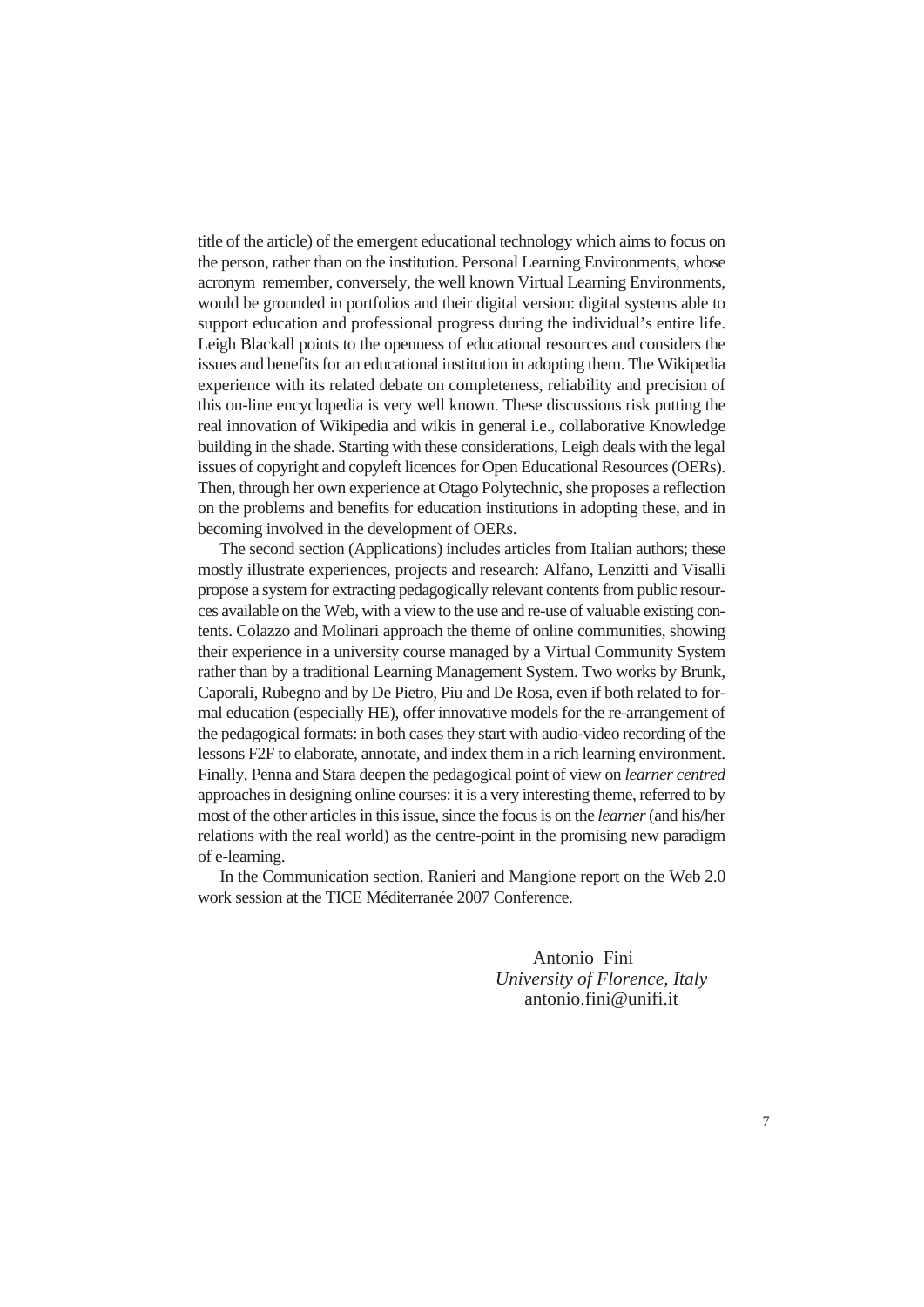title of the article) of the emergent educational technology which aims to focus on the person, rather than on the institution. Personal Learning Environments, whose acronym remember, conversely, the well known Virtual Learning Environments, would be grounded in portfolios and their digital version: digital systems able to support education and professional progress during the individual's entire life. Leigh Blackall points to the openness of educational resources and considers the issues and benefits for an educational institution in adopting them. The Wikipedia experience with its related debate on completeness, reliability and precision of this on-line encyclopedia is very well known. These discussions risk putting the real innovation of Wikipedia and wikis in general i.e., collaborative Knowledge building in the shade. Starting with these considerations, Leigh deals with the legal issues of copyright and copyleft licences for Open Educational Resources (OERs). Then, through her own experience at Otago Polytechnic, she proposes a reflection on the problems and benefits for education institutions in adopting these, and in becoming involved in the development of OERs.

The second section (Applications) includes articles from Italian authors; these mostly illustrate experiences, projects and research: Alfano, Lenzitti and Visalli propose a system for extracting pedagogically relevant contents from public resources available on the Web, with a view to the use and re-use of valuable existing contents. Colazzo and Molinari approach the theme of online communities, showing their experience in a university course managed by a Virtual Community System rather than by a traditional Learning Management System. Two works by Brunk, Caporali, Rubegno and by De Pietro, Piu and De Rosa, even if both related to formal education (especially HE), offer innovative models for the re-arrangement of the pedagogical formats: in both cases they start with audio-video recording of the lessons F2F to elaborate, annotate, and index them in a rich learning environment. Finally, Penna and Stara deepen the pedagogical point of view on *learner centred* approaches in designing online courses: it is a very interesting theme, referred to by most of the other articles in this issue, since the focus is on the *learner* (and his/her relations with the real world) as the centre-point in the promising new paradigm of e-learning.

In the Communication section, Ranieri and Mangione report on the Web 2.0 work session at the TICE Méditerranée 2007 Conference.

Antonio Fini
*University of Florence, Italy*
antonio.fini@unifi.it